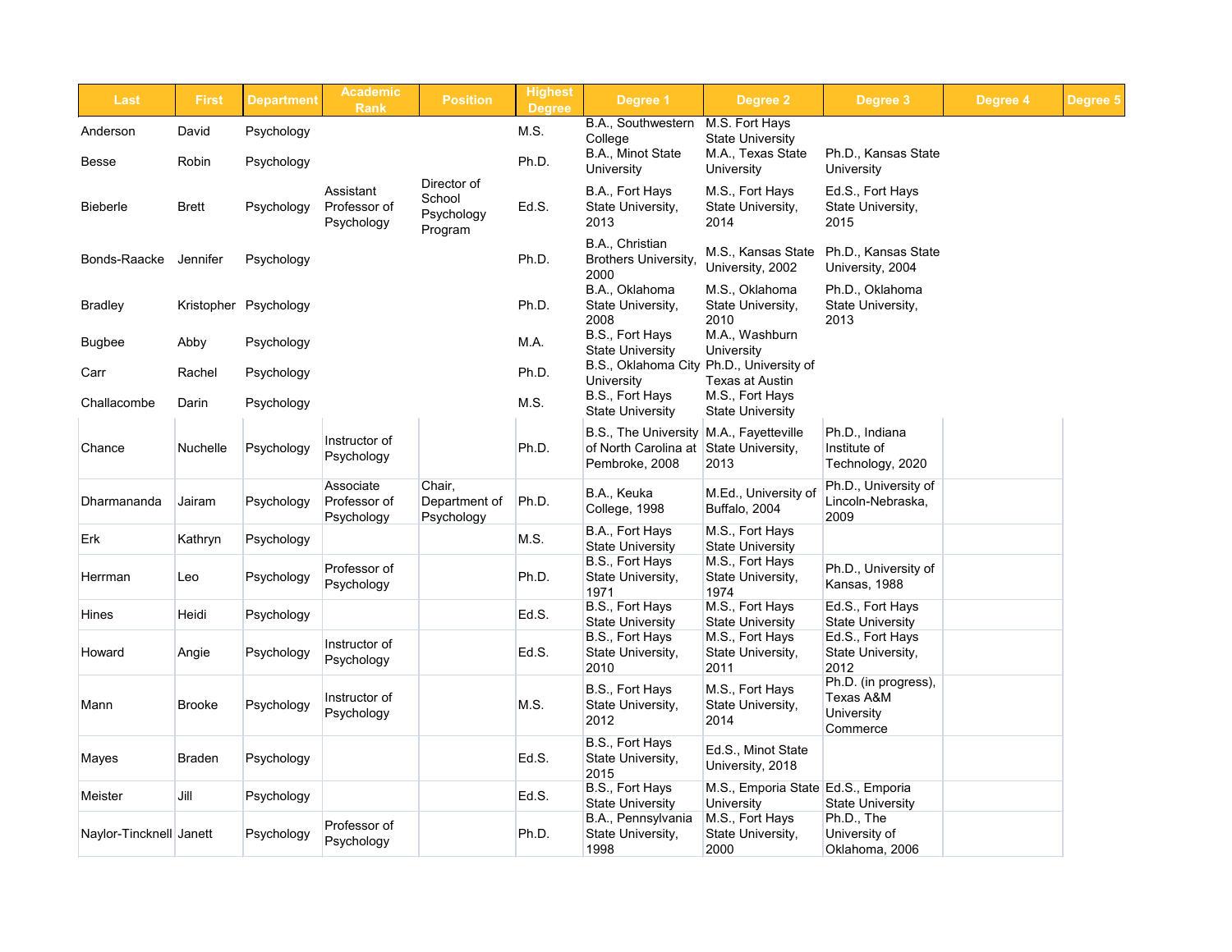| Last | First | Department | Academic Rank | Position | Highest Degree | Degree 1 | Degree 2 | Degree 3 | Degree 4 | Degree 5 |
|---|---|---|---|---|---|---|---|---|---|---|
| Anderson | David | Psychology | | | M.S. | B.A., Southwestern College | M.S. Fort Hays State University | | | |
| Besse | Robin | Psychology | | | Ph.D. | B.A., Minot State University | M.A., Texas State University | Ph.D., Kansas State University | | |
| Bieberle | Brett | Psychology | Assistant Professor of Psychology | Director of School Psychology Program | Ed.S. | B.A., Fort Hays State University, 2013 | M.S., Fort Hays State University, 2014 | Ed.S., Fort Hays State University, 2015 | | |
| Bonds-Raacke | Jennifer | Psychology | | | Ph.D. | B.A., Christian Brothers University, 2000 | M.S., Kansas State University, 2002 | Ph.D., Kansas State University, 2004 | | |
| Bradley | Kristopher | Psychology | | | Ph.D. | B.A., Oklahoma State University, 2008 | M.S., Oklahoma State University, 2010 | Ph.D., Oklahoma State University, 2013 | | |
| Bugbee | Abby | Psychology | | | M.A. | B.S., Fort Hays State University | M.A., Washburn University | | | |
| Carr | Rachel | Psychology | | | Ph.D. | B.S., Oklahoma City University | Ph.D., University of Texas at Austin | | | |
| Challacombe | Darin | Psychology | | | M.S. | B.S., Fort Hays State University | M.S., Fort Hays State University | | | |
| Chance | Nuchelle | Psychology | Instructor of Psychology | | Ph.D. | B.S., The University of North Carolina at Pembroke, 2008 | M.A., Fayetteville State University, 2013 | Ph.D., Indiana Institute of Technology, 2020 | | |
| Dharmananda | Jairam | Psychology | Associate Professor of Psychology | Chair, Department of Psychology | Ph.D. | B.A., Keuka College, 1998 | M.Ed., University of Buffalo, 2004 | Ph.D., University of Lincoln-Nebraska, 2009 | | |
| Erk | Kathryn | Psychology | | | M.S. | B.A., Fort Hays State University | M.S., Fort Hays State University | | | |
| Herrman | Leo | Psychology | Professor of Psychology | | Ph.D. | B.S., Fort Hays State University, 1971 | M.S., Fort Hays State University, 1974 | Ph.D., University of Kansas, 1988 | | |
| Hines | Heidi | Psychology | | | Ed.S. | B.S., Fort Hays State University | M.S., Fort Hays State University | Ed.S., Fort Hays State University | | |
| Howard | Angie | Psychology | Instructor of Psychology | | Ed.S. | B.S., Fort Hays State University, 2010 | M.S., Fort Hays State University, 2011 | Ed.S., Fort Hays State University, 2012 | | |
| Mann | Brooke | Psychology | Instructor of Psychology | | M.S. | B.S., Fort Hays State University, 2012 | M.S., Fort Hays State University, 2014 | Ph.D. (in progress), Texas A&M University Commerce | | |
| Mayes | Braden | Psychology | | | Ed.S. | B.S., Fort Hays State University, 2015 | Ed.S., Minot State University, 2018 | | | |
| Meister | Jill | Psychology | | | Ed.S. | B.S., Fort Hays State University | M.S., Emporia State University | Ed.S., Emporia State University | | |
| Naylor-Tincknell | Janett | Psychology | Professor of Psychology | | Ph.D. | B.A., Pennsylvania State University, 1998 | M.S., Fort Hays State University, 2000 | Ph.D., The University of Oklahoma, 2006 | | |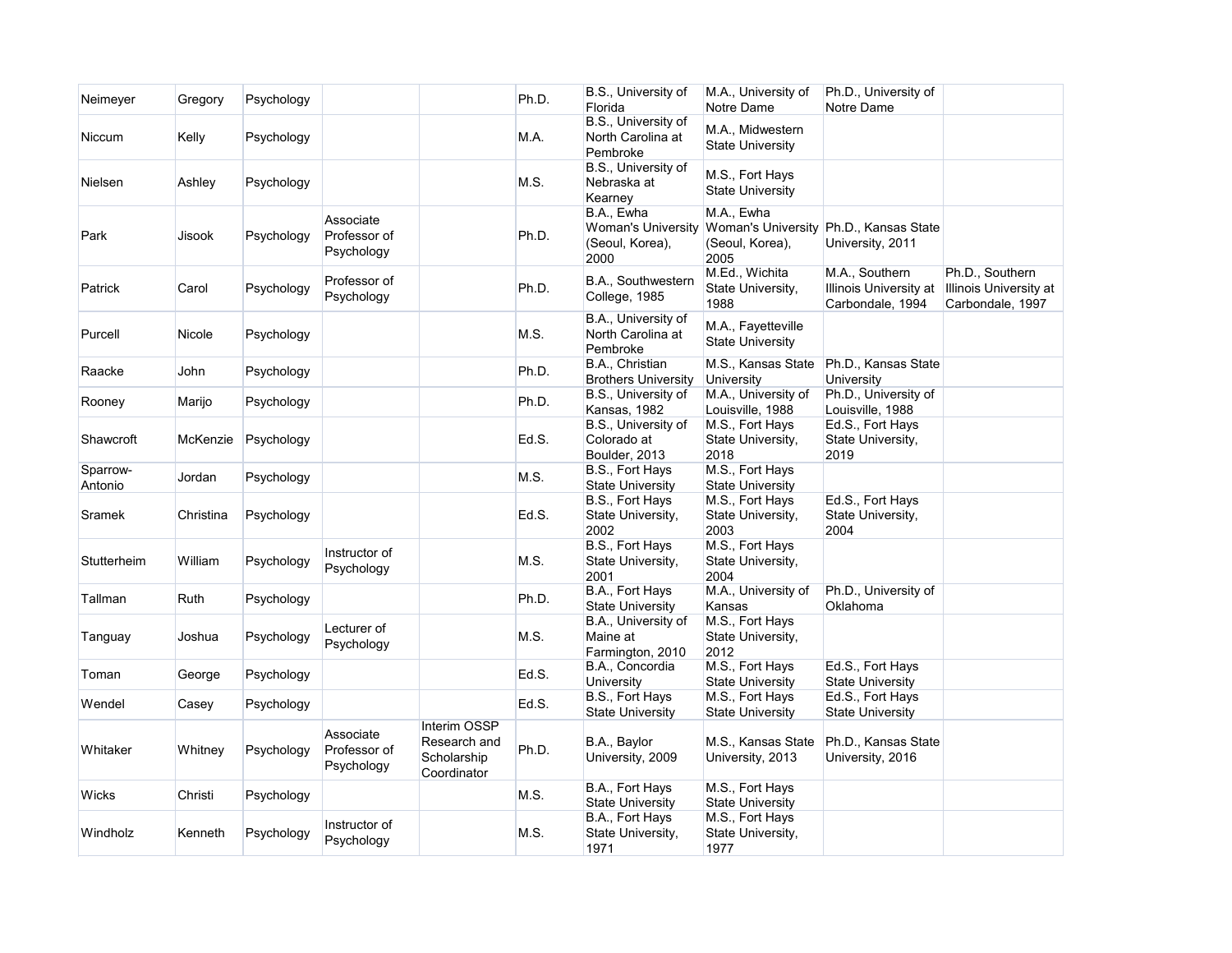| | | | | | | | | | |
|---|---|---|---|---|---|---|---|---|---|
| Neimeyer | Gregory | Psychology | | | Ph.D. | B.S., University of Florida | M.A., University of Notre Dame | Ph.D., University of Notre Dame | |
| Niccum | Kelly | Psychology | | | M.A. | B.S., University of North Carolina at Pembroke | M.A., Midwestern State University | | |
| Nielsen | Ashley | Psychology | | | M.S. | B.S., University of Nebraska at Kearney | M.S., Fort Hays State University | | |
| Park | Jisook | Psychology | Associate Professor of Psychology | | Ph.D. | B.A., Ewha Woman's University (Seoul, Korea), 2000 | M.A., Ewha Woman's University (Seoul, Korea), 2005 | Ph.D., Kansas State University, 2011 | |
| Patrick | Carol | Psychology | Professor of Psychology | | Ph.D. | B.A., Southwestern College, 1985 | M.Ed., Wichita State University, 1988 | M.A., Southern Illinois University at Carbondale, 1994 | Ph.D., Southern Illinois University at Carbondale, 1997 |
| Purcell | Nicole | Psychology | | | M.S. | B.A., University of North Carolina at Pembroke | M.A., Fayetteville State University | | |
| Raacke | John | Psychology | | | Ph.D. | B.A., Christian Brothers University | M.S., Kansas State University | Ph.D., Kansas State University | |
| Rooney | Marijo | Psychology | | | Ph.D. | B.S., University of Kansas, 1982 | M.A., University of Louisville, 1988 | Ph.D., University of Louisville, 1988 | |
| Shawcroft | McKenzie | Psychology | | | Ed.S. | B.S., University of Colorado at Boulder, 2013 | M.S., Fort Hays State University, 2018 | Ed.S., Fort Hays State University, 2019 | |
| Sparrow-Antonio | Jordan | Psychology | | | M.S. | B.S., Fort Hays State University | M.S., Fort Hays State University | | |
| Sramek | Christina | Psychology | | | Ed.S. | B.S., Fort Hays State University, 2002 | M.S., Fort Hays State University, 2003 | Ed.S., Fort Hays State University, 2004 | |
| Stutterheim | William | Psychology | Instructor of Psychology | | M.S. | B.S., Fort Hays State University, 2001 | M.S., Fort Hays State University, 2004 | | |
| Tallman | Ruth | Psychology | | | Ph.D. | B.A., Fort Hays State University | M.A., University of Kansas | Ph.D., University of Oklahoma | |
| Tanguay | Joshua | Psychology | Lecturer of Psychology | | M.S. | B.A., University of Maine at Farmington, 2010 | M.S., Fort Hays State University, 2012 | | |
| Toman | George | Psychology | | | Ed.S. | B.A., Concordia University | M.S., Fort Hays State University | Ed.S., Fort Hays State University | |
| Wendel | Casey | Psychology | | | Ed.S. | B.S., Fort Hays State University | M.S., Fort Hays State University | Ed.S., Fort Hays State University | |
| Whitaker | Whitney | Psychology | Associate Professor of Psychology | Interim OSSP Research and Scholarship Coordinator | Ph.D. | B.A., Baylor University, 2009 | M.S., Kansas State University, 2013 | Ph.D., Kansas State University, 2016 | |
| Wicks | Christi | Psychology | | | M.S. | B.A., Fort Hays State University | M.S., Fort Hays State University | | |
| Windholz | Kenneth | Psychology | Instructor of Psychology | | M.S. | B.A., Fort Hays State University, 1971 | M.S., Fort Hays State University, 1977 | | |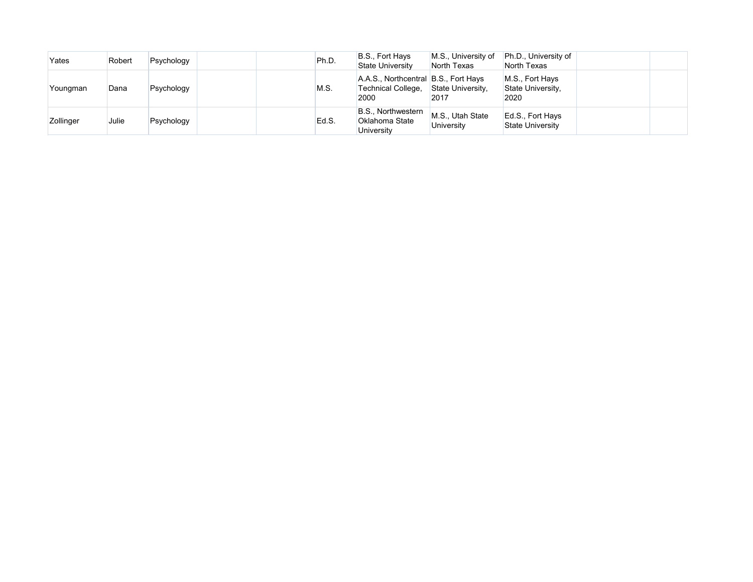| | | | | | | | | | | |
|---|---|---|---|---|---|---|---|---|---|---|
| Yates | Robert | Psychology | | | Ph.D. | B.S., Fort Hays State University | M.S., University of North Texas | Ph.D., University of North Texas | | |
| Youngman | Dana | Psychology | | | M.S. | A.A.S., Northcentral Technical College, 2000 | B.S., Fort Hays State University, 2017 | M.S., Fort Hays State University, 2020 | | |
| Zollinger | Julie | Psychology | | | Ed.S. | B.S., Northwestern Oklahoma State University | M.S., Utah State University | Ed.S., Fort Hays State University | | |